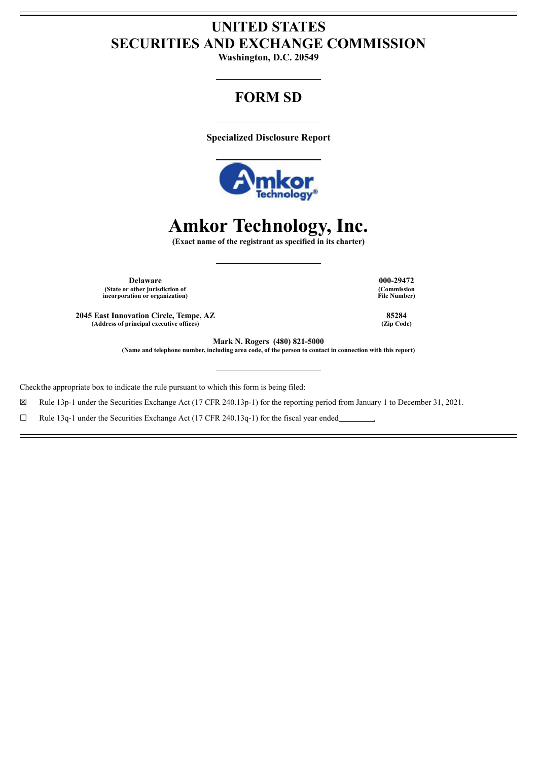# UNITED STATES
# SECURITIES AND EXCHANGE COMMISSION

**Washington, D.C. 20549**

---

## FORM SD

---

**Specialized Disclosure Report**

---

# Amkor Technology, Inc.

**(Exact name of the registrant as specified in its charter)**

---

| | |
|---|---|
| **Delaware**<br>**(State or other jurisdiction of incorporation or organization)** | **000-29472**<br>**(Commission File Number)** |
| **2045 East Innovation Circle, Tempe, AZ**<br>**(Address of principal executive offices)** | **85284**<br>**(Zip Code)** |

**Mark N. Rogers (480) 821-5000**
**(Name and telephone number, including area code, of the person to contact in connection with this report)**

---

Check the appropriate box to indicate the rule pursuant to which this form is being filed:

☒ Rule 13p-1 under the Securities Exchange Act (17 CFR 240.13p-1) for the reporting period from January 1 to December 31, 2021.

☐ Rule 13q-1 under the Securities Exchange Act (17 CFR 240.13q-1) for the fiscal year ended________.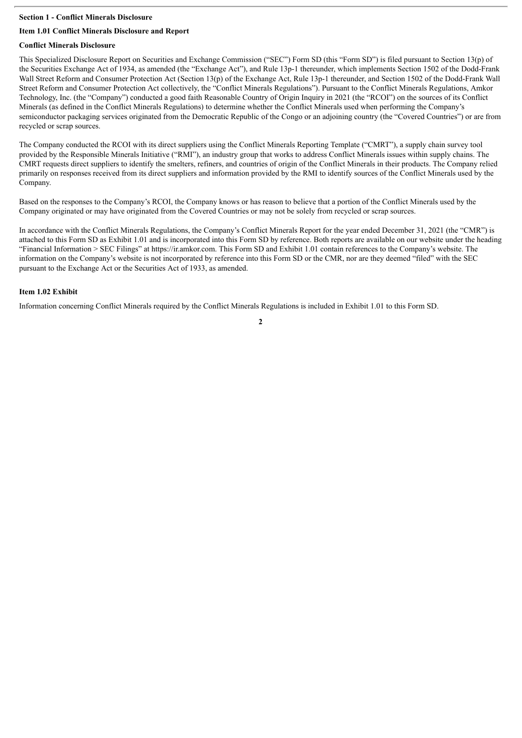**Section 1 - Conflict Minerals Disclosure**

**Item 1.01 Conflict Minerals Disclosure and Report**

**Conflict Minerals Disclosure**

This Specialized Disclosure Report on Securities and Exchange Commission ("SEC") Form SD (this "Form SD") is filed pursuant to Section 13(p) of the Securities Exchange Act of 1934, as amended (the "Exchange Act"), and Rule 13p-1 thereunder, which implements Section 1502 of the Dodd-Frank Wall Street Reform and Consumer Protection Act (Section 13(p) of the Exchange Act, Rule 13p-1 thereunder, and Section 1502 of the Dodd-Frank Wall Street Reform and Consumer Protection Act collectively, the "Conflict Minerals Regulations"). Pursuant to the Conflict Minerals Regulations, Amkor Technology, Inc. (the "Company") conducted a good faith Reasonable Country of Origin Inquiry in 2021 (the "RCOI") on the sources of its Conflict Minerals (as defined in the Conflict Minerals Regulations) to determine whether the Conflict Minerals used when performing the Company's semiconductor packaging services originated from the Democratic Republic of the Congo or an adjoining country (the "Covered Countries") or are from recycled or scrap sources.

The Company conducted the RCOI with its direct suppliers using the Conflict Minerals Reporting Template ("CMRT"), a supply chain survey tool provided by the Responsible Minerals Initiative ("RMI"), an industry group that works to address Conflict Minerals issues within supply chains. The CMRT requests direct suppliers to identify the smelters, refiners, and countries of origin of the Conflict Minerals in their products. The Company relied primarily on responses received from its direct suppliers and information provided by the RMI to identify sources of the Conflict Minerals used by the Company.

Based on the responses to the Company's RCOI, the Company knows or has reason to believe that a portion of the Conflict Minerals used by the Company originated or may have originated from the Covered Countries or may not be solely from recycled or scrap sources.

In accordance with the Conflict Minerals Regulations, the Company's Conflict Minerals Report for the year ended December 31, 2021 (the "CMR") is attached to this Form SD as Exhibit 1.01 and is incorporated into this Form SD by reference. Both reports are available on our website under the heading "Financial Information > SEC Filings" at https://ir.amkor.com. This Form SD and Exhibit 1.01 contain references to the Company's website. The information on the Company's website is not incorporated by reference into this Form SD or the CMR, nor are they deemed "filed" with the SEC pursuant to the Exchange Act or the Securities Act of 1933, as amended.

**Item 1.02 Exhibit**

Information concerning Conflict Minerals required by the Conflict Minerals Regulations is included in Exhibit 1.01 to this Form SD.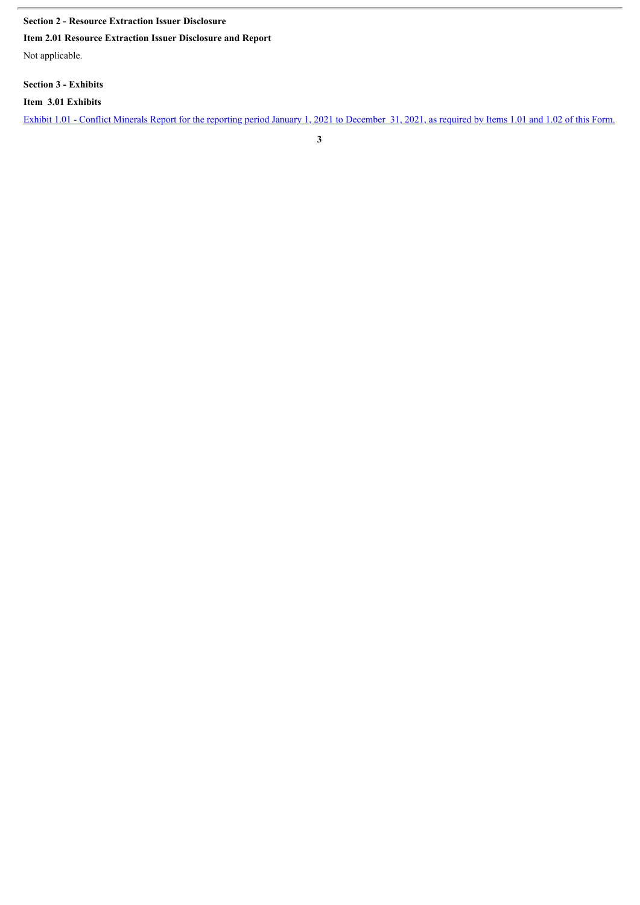**Section 2 - Resource Extraction Issuer Disclosure**

**Item 2.01 Resource Extraction Issuer Disclosure and Report**

Not applicable.

**Section 3 - Exhibits**

**Item 3.01 Exhibits**

Exhibit 1.01 - Conflict Minerals Report for the reporting period January 1, 2021 to December 31, 2021, as required by Items 1.01 and 1.02 of this Form.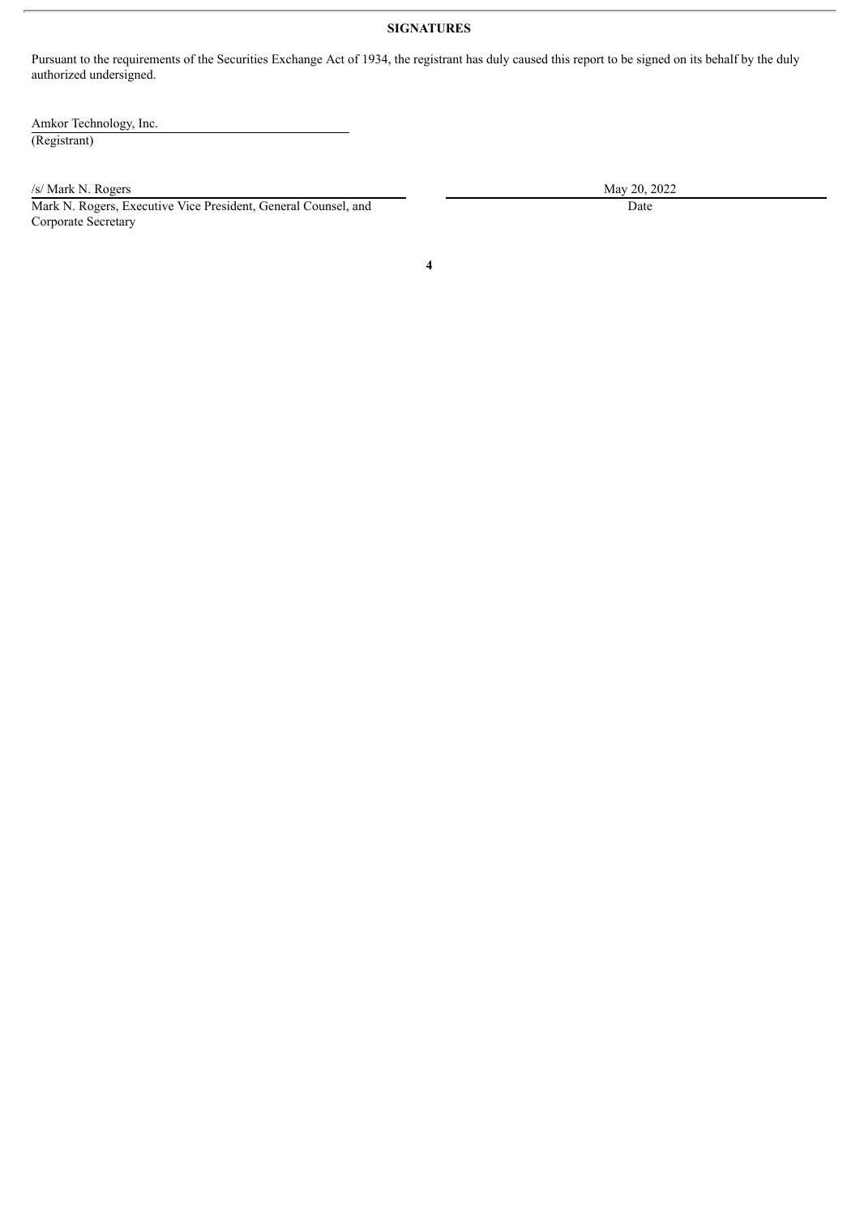## SIGNATURES

Pursuant to the requirements of the Securities Exchange Act of 1934, the registrant has duly caused this report to be signed on its behalf by the duly authorized undersigned.

Amkor Technology, Inc.
(Registrant)

| /s/ Mark N. Rogers | May 20, 2022 |
| --- | --- |
| Mark N. Rogers, Executive Vice President, General Counsel, and Corporate Secretary | Date |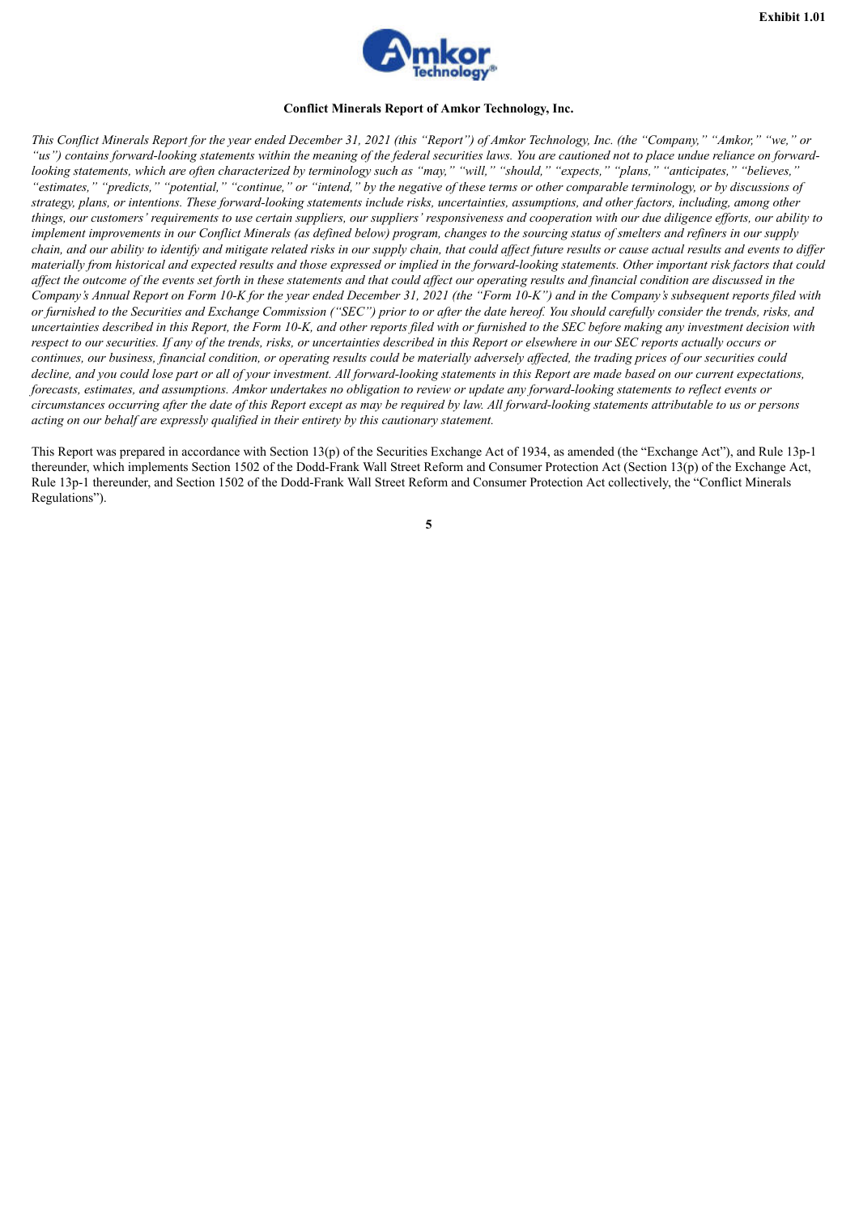Exhibit 1.01

**Conflict Minerals Report of Amkor Technology, Inc.**

*This Conflict Minerals Report for the year ended December 31, 2021 (this "Report") of Amkor Technology, Inc. (the "Company," "Amkor," "we," or "us") contains forward-looking statements within the meaning of the federal securities laws. You are cautioned not to place undue reliance on forward-looking statements, which are often characterized by terminology such as "may," "will," "should," "expects," "plans," "anticipates," "believes," "estimates," "predicts," "potential," "continue," or "intend," by the negative of these terms or other comparable terminology, or by discussions of strategy, plans, or intentions. These forward-looking statements include risks, uncertainties, assumptions, and other factors, including, among other things, our customers' requirements to use certain suppliers, our suppliers' responsiveness and cooperation with our due diligence efforts, our ability to implement improvements in our Conflict Minerals (as defined below) program, changes to the sourcing status of smelters and refiners in our supply chain, and our ability to identify and mitigate related risks in our supply chain, that could affect future results or cause actual results and events to differ materially from historical and expected results and those expressed or implied in the forward-looking statements. Other important risk factors that could affect the outcome of the events set forth in these statements and that could affect our operating results and financial condition are discussed in the Company's Annual Report on Form 10-K for the year ended December 31, 2021 (the "Form 10-K") and in the Company's subsequent reports filed with or furnished to the Securities and Exchange Commission ("SEC") prior to or after the date hereof. You should carefully consider the trends, risks, and uncertainties described in this Report, the Form 10-K, and other reports filed with or furnished to the SEC before making any investment decision with respect to our securities. If any of the trends, risks, or uncertainties described in this Report or elsewhere in our SEC reports actually occurs or continues, our business, financial condition, or operating results could be materially adversely affected, the trading prices of our securities could decline, and you could lose part or all of your investment. All forward-looking statements in this Report are made based on our current expectations, forecasts, estimates, and assumptions. Amkor undertakes no obligation to review or update any forward-looking statements to reflect events or circumstances occurring after the date of this Report except as may be required by law. All forward-looking statements attributable to us or persons acting on our behalf are expressly qualified in their entirety by this cautionary statement.*

This Report was prepared in accordance with Section 13(p) of the Securities Exchange Act of 1934, as amended (the "Exchange Act"), and Rule 13p-1 thereunder, which implements Section 1502 of the Dodd-Frank Wall Street Reform and Consumer Protection Act (Section 13(p) of the Exchange Act, Rule 13p-1 thereunder, and Section 1502 of the Dodd-Frank Wall Street Reform and Consumer Protection Act collectively, the "Conflict Minerals Regulations").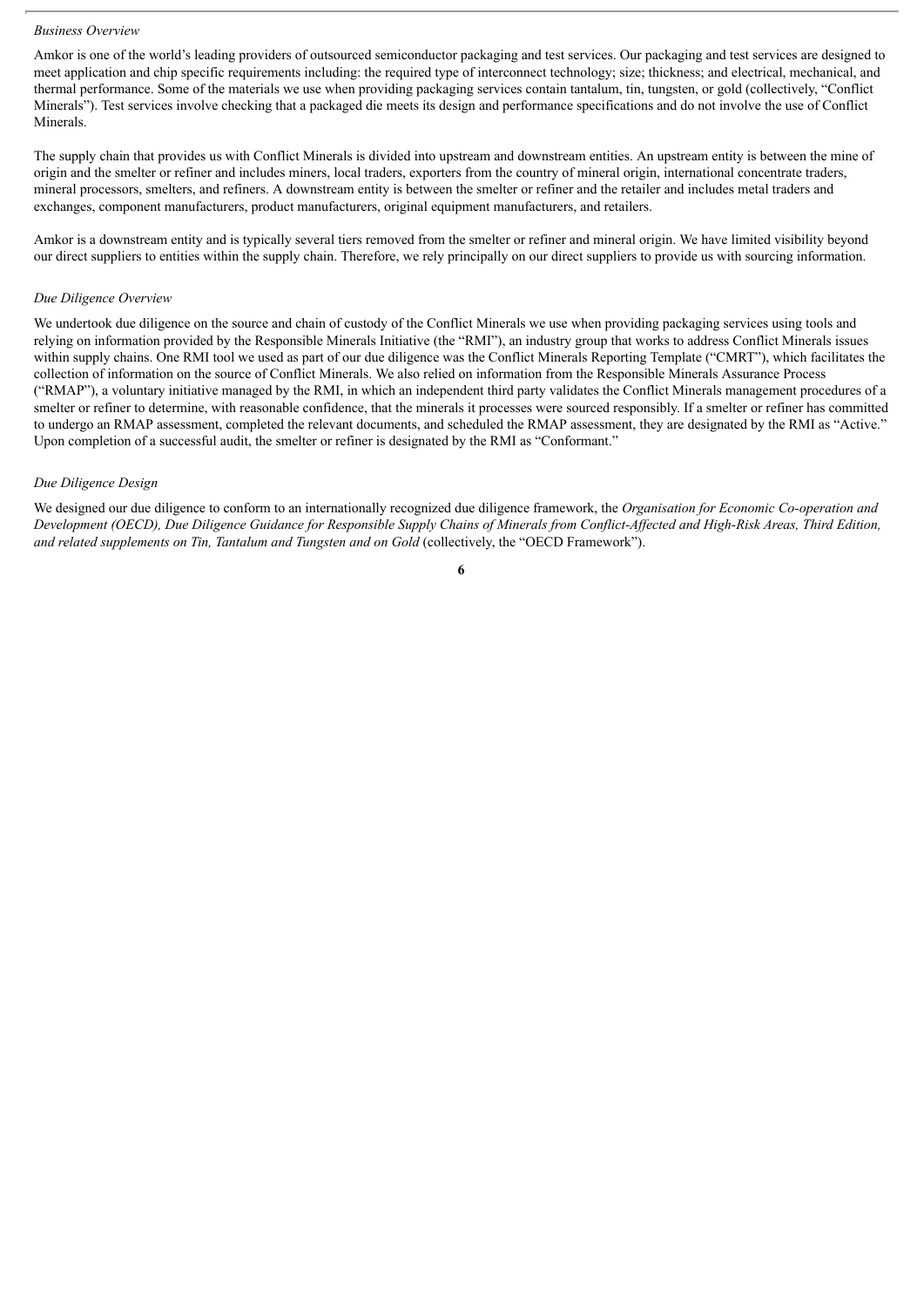*Business Overview*

Amkor is one of the world's leading providers of outsourced semiconductor packaging and test services. Our packaging and test services are designed to meet application and chip specific requirements including: the required type of interconnect technology; size; thickness; and electrical, mechanical, and thermal performance. Some of the materials we use when providing packaging services contain tantalum, tin, tungsten, or gold (collectively, "Conflict Minerals"). Test services involve checking that a packaged die meets its design and performance specifications and do not involve the use of Conflict Minerals.

The supply chain that provides us with Conflict Minerals is divided into upstream and downstream entities. An upstream entity is between the mine of origin and the smelter or refiner and includes miners, local traders, exporters from the country of mineral origin, international concentrate traders, mineral processors, smelters, and refiners. A downstream entity is between the smelter or refiner and the retailer and includes metal traders and exchanges, component manufacturers, product manufacturers, original equipment manufacturers, and retailers.

Amkor is a downstream entity and is typically several tiers removed from the smelter or refiner and mineral origin. We have limited visibility beyond our direct suppliers to entities within the supply chain. Therefore, we rely principally on our direct suppliers to provide us with sourcing information.

*Due Diligence Overview*

We undertook due diligence on the source and chain of custody of the Conflict Minerals we use when providing packaging services using tools and relying on information provided by the Responsible Minerals Initiative (the "RMI"), an industry group that works to address Conflict Minerals issues within supply chains. One RMI tool we used as part of our due diligence was the Conflict Minerals Reporting Template ("CMRT"), which facilitates the collection of information on the source of Conflict Minerals. We also relied on information from the Responsible Minerals Assurance Process ("RMAP"), a voluntary initiative managed by the RMI, in which an independent third party validates the Conflict Minerals management procedures of a smelter or refiner to determine, with reasonable confidence, that the minerals it processes were sourced responsibly. If a smelter or refiner has committed to undergo an RMAP assessment, completed the relevant documents, and scheduled the RMAP assessment, they are designated by the RMI as "Active." Upon completion of a successful audit, the smelter or refiner is designated by the RMI as "Conformant."

*Due Diligence Design*

We designed our due diligence to conform to an internationally recognized due diligence framework, the *Organisation for Economic Co-operation and Development (OECD), Due Diligence Guidance for Responsible Supply Chains of Minerals from Conflict-Affected and High-Risk Areas, Third Edition, and related supplements on Tin, Tantalum and Tungsten and on Gold* (collectively, the "OECD Framework").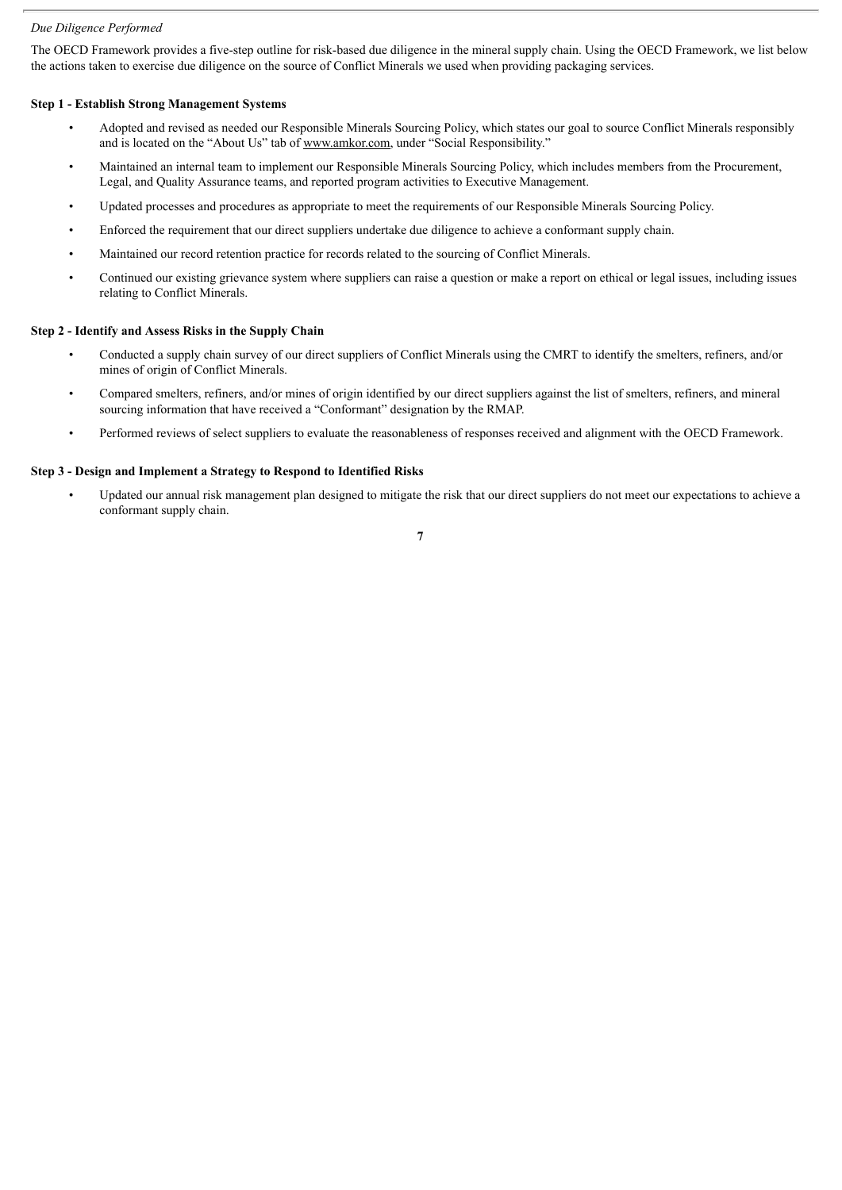*Due Diligence Performed*

The OECD Framework provides a five-step outline for risk-based due diligence in the mineral supply chain. Using the OECD Framework, we list below the actions taken to exercise due diligence on the source of Conflict Minerals we used when providing packaging services.

**Step 1 - Establish Strong Management Systems**

- Adopted and revised as needed our Responsible Minerals Sourcing Policy, which states our goal to source Conflict Minerals responsibly and is located on the "About Us" tab of www.amkor.com, under "Social Responsibility."
- Maintained an internal team to implement our Responsible Minerals Sourcing Policy, which includes members from the Procurement, Legal, and Quality Assurance teams, and reported program activities to Executive Management.
- Updated processes and procedures as appropriate to meet the requirements of our Responsible Minerals Sourcing Policy.
- Enforced the requirement that our direct suppliers undertake due diligence to achieve a conformant supply chain.
- Maintained our record retention practice for records related to the sourcing of Conflict Minerals.
- Continued our existing grievance system where suppliers can raise a question or make a report on ethical or legal issues, including issues relating to Conflict Minerals.

**Step 2 - Identify and Assess Risks in the Supply Chain**

- Conducted a supply chain survey of our direct suppliers of Conflict Minerals using the CMRT to identify the smelters, refiners, and/or mines of origin of Conflict Minerals.
- Compared smelters, refiners, and/or mines of origin identified by our direct suppliers against the list of smelters, refiners, and mineral sourcing information that have received a "Conformant" designation by the RMAP.
- Performed reviews of select suppliers to evaluate the reasonableness of responses received and alignment with the OECD Framework.

**Step 3 - Design and Implement a Strategy to Respond to Identified Risks**

- Updated our annual risk management plan designed to mitigate the risk that our direct suppliers do not meet our expectations to achieve a conformant supply chain.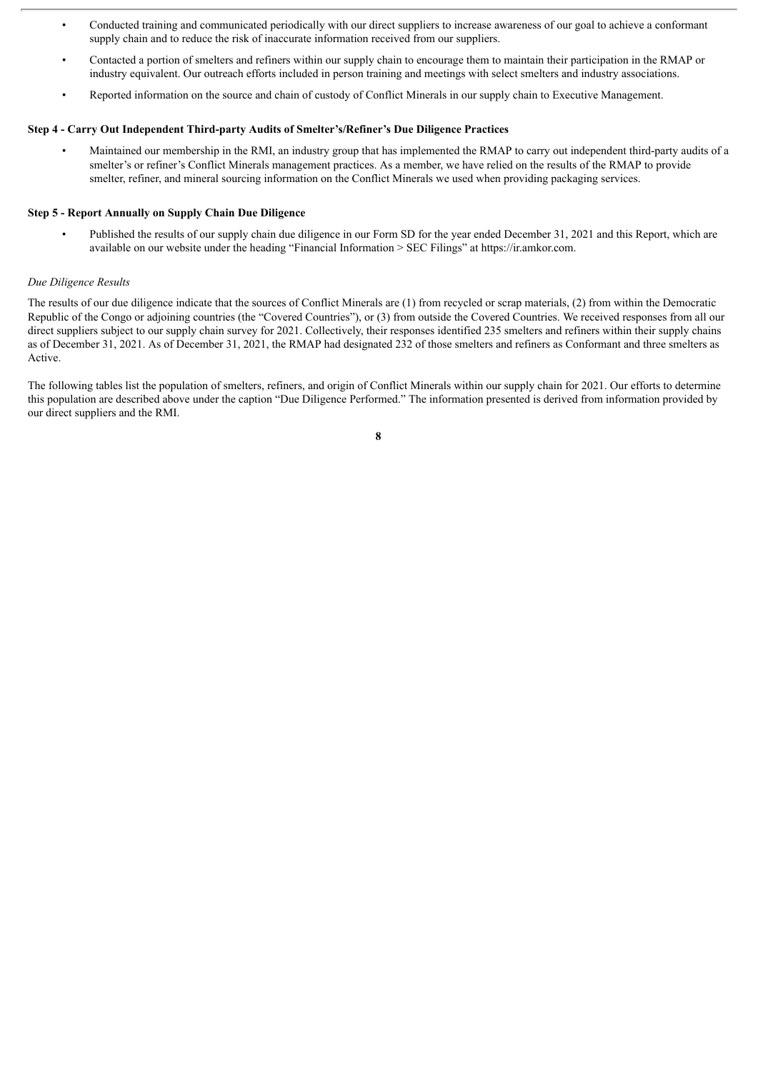- Conducted training and communicated periodically with our direct suppliers to increase awareness of our goal to achieve a conformant supply chain and to reduce the risk of inaccurate information received from our suppliers.
- Contacted a portion of smelters and refiners within our supply chain to encourage them to maintain their participation in the RMAP or industry equivalent. Our outreach efforts included in person training and meetings with select smelters and industry associations.
- Reported information on the source and chain of custody of Conflict Minerals in our supply chain to Executive Management.

**Step 4 - Carry Out Independent Third-party Audits of Smelter's/Refiner's Due Diligence Practices**

- Maintained our membership in the RMI, an industry group that has implemented the RMAP to carry out independent third-party audits of a smelter's or refiner's Conflict Minerals management practices. As a member, we have relied on the results of the RMAP to provide smelter, refiner, and mineral sourcing information on the Conflict Minerals we used when providing packaging services.

**Step 5 - Report Annually on Supply Chain Due Diligence**

- Published the results of our supply chain due diligence in our Form SD for the year ended December 31, 2021 and this Report, which are available on our website under the heading "Financial Information > SEC Filings" at https://ir.amkor.com.

*Due Diligence Results*

The results of our due diligence indicate that the sources of Conflict Minerals are (1) from recycled or scrap materials, (2) from within the Democratic Republic of the Congo or adjoining countries (the "Covered Countries"), or (3) from outside the Covered Countries. We received responses from all our direct suppliers subject to our supply chain survey for 2021. Collectively, their responses identified 235 smelters and refiners within their supply chains as of December 31, 2021. As of December 31, 2021, the RMAP had designated 232 of those smelters and refiners as Conformant and three smelters as Active.

The following tables list the population of smelters, refiners, and origin of Conflict Minerals within our supply chain for 2021. Our efforts to determine this population are described above under the caption "Due Diligence Performed." The information presented is derived from information provided by our direct suppliers and the RMI.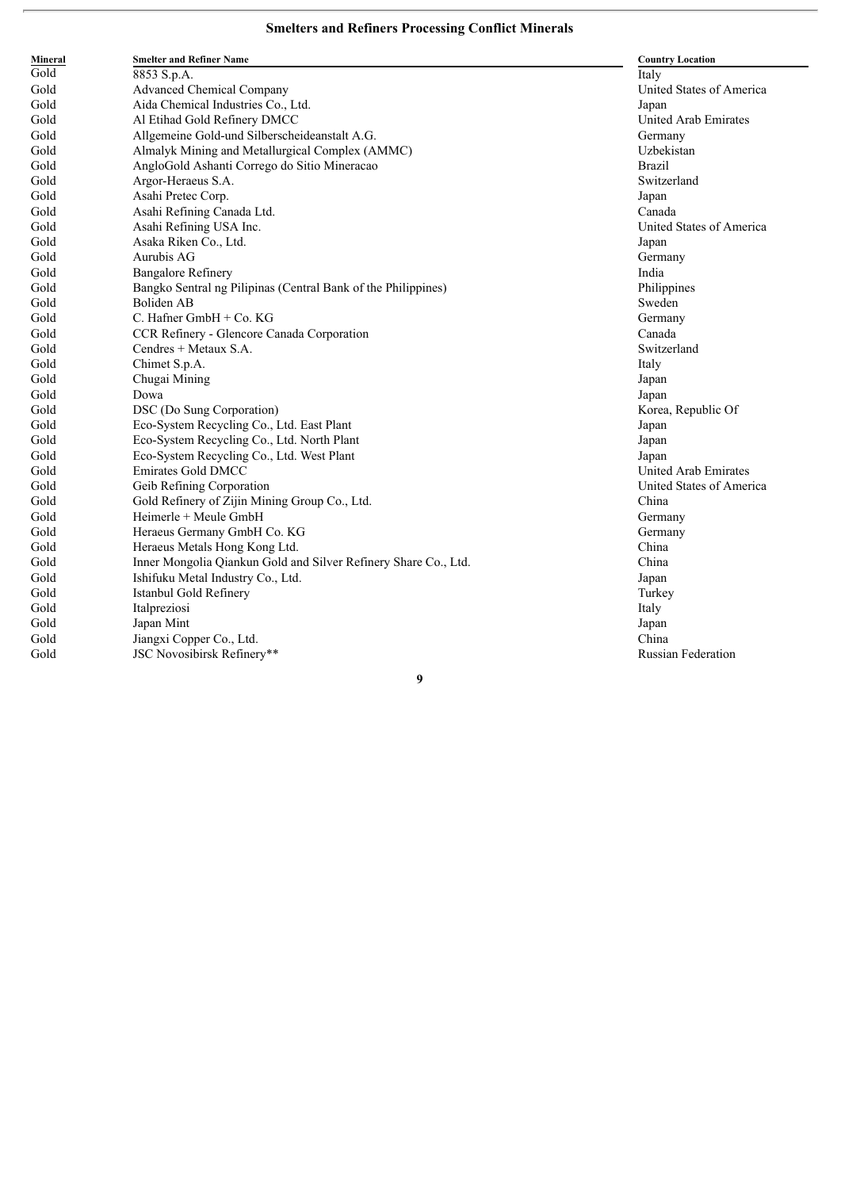## Smelters and Refiners Processing Conflict Minerals

| Mineral | Smelter and Refiner Name | Country Location |
|---|---|---|
| Gold | 8853 S.p.A. | Italy |
| Gold | Advanced Chemical Company | United States of America |
| Gold | Aida Chemical Industries Co., Ltd. | Japan |
| Gold | Al Etihad Gold Refinery DMCC | United Arab Emirates |
| Gold | Allgemeine Gold-und Silberscheideanstalt A.G. | Germany |
| Gold | Almalyk Mining and Metallurgical Complex (AMMC) | Uzbekistan |
| Gold | AngloGold Ashanti Corrego do Sitio Mineracao | Brazil |
| Gold | Argor-Heraeus S.A. | Switzerland |
| Gold | Asahi Pretec Corp. | Japan |
| Gold | Asahi Refining Canada Ltd. | Canada |
| Gold | Asahi Refining USA Inc. | United States of America |
| Gold | Asaka Riken Co., Ltd. | Japan |
| Gold | Aurubis AG | Germany |
| Gold | Bangalore Refinery | India |
| Gold | Bangko Sentral ng Pilipinas (Central Bank of the Philippines) | Philippines |
| Gold | Boliden AB | Sweden |
| Gold | C. Hafner GmbH + Co. KG | Germany |
| Gold | CCR Refinery - Glencore Canada Corporation | Canada |
| Gold | Cendres + Metaux S.A. | Switzerland |
| Gold | Chimet S.p.A. | Italy |
| Gold | Chugai Mining | Japan |
| Gold | Dowa | Japan |
| Gold | DSC (Do Sung Corporation) | Korea, Republic Of |
| Gold | Eco-System Recycling Co., Ltd. East Plant | Japan |
| Gold | Eco-System Recycling Co., Ltd. North Plant | Japan |
| Gold | Eco-System Recycling Co., Ltd. West Plant | Japan |
| Gold | Emirates Gold DMCC | United Arab Emirates |
| Gold | Geib Refining Corporation | United States of America |
| Gold | Gold Refinery of Zijin Mining Group Co., Ltd. | China |
| Gold | Heimerle + Meule GmbH | Germany |
| Gold | Heraeus Germany GmbH Co. KG | Germany |
| Gold | Heraeus Metals Hong Kong Ltd. | China |
| Gold | Inner Mongolia Qiankun Gold and Silver Refinery Share Co., Ltd. | China |
| Gold | Ishifuku Metal Industry Co., Ltd. | Japan |
| Gold | Istanbul Gold Refinery | Turkey |
| Gold | Italpreziosi | Italy |
| Gold | Japan Mint | Japan |
| Gold | Jiangxi Copper Co., Ltd. | China |
| Gold | JSC Novosibirsk Refinery** | Russian Federation |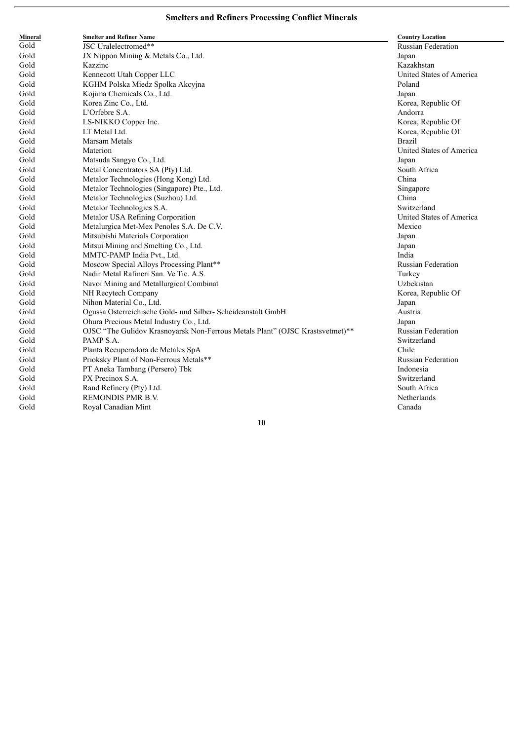## Smelters and Refiners Processing Conflict Minerals

| Mineral | Smelter and Refiner Name | Country Location |
|---|---|---|
| Gold | JSC Uralelectromed** | Russian Federation |
| Gold | JX Nippon Mining & Metals Co., Ltd. | Japan |
| Gold | Kazzinc | Kazakhstan |
| Gold | Kennecott Utah Copper LLC | United States of America |
| Gold | KGHM Polska Miedz Spolka Akcyjna | Poland |
| Gold | Kojima Chemicals Co., Ltd. | Japan |
| Gold | Korea Zinc Co., Ltd. | Korea, Republic Of |
| Gold | L'Orfebre S.A. | Andorra |
| Gold | LS-NIKKO Copper Inc. | Korea, Republic Of |
| Gold | LT Metal Ltd. | Korea, Republic Of |
| Gold | Marsam Metals | Brazil |
| Gold | Materion | United States of America |
| Gold | Matsuda Sangyo Co., Ltd. | Japan |
| Gold | Metal Concentrators SA (Pty) Ltd. | South Africa |
| Gold | Metalor Technologies (Hong Kong) Ltd. | China |
| Gold | Metalor Technologies (Singapore) Pte., Ltd. | Singapore |
| Gold | Metalor Technologies (Suzhou) Ltd. | China |
| Gold | Metalor Technologies S.A. | Switzerland |
| Gold | Metalor USA Refining Corporation | United States of America |
| Gold | Metalurgica Met-Mex Penoles S.A. De C.V. | Mexico |
| Gold | Mitsubishi Materials Corporation | Japan |
| Gold | Mitsui Mining and Smelting Co., Ltd. | Japan |
| Gold | MMTC-PAMP India Pvt., Ltd. | India |
| Gold | Moscow Special Alloys Processing Plant** | Russian Federation |
| Gold | Nadir Metal Rafineri San. Ve Tic. A.S. | Turkey |
| Gold | Navoi Mining and Metallurgical Combinat | Uzbekistan |
| Gold | NH Recytech Company | Korea, Republic Of |
| Gold | Nihon Material Co., Ltd. | Japan |
| Gold | Ogussa Osterreichische Gold- und Silber- Scheideanstalt GmbH | Austria |
| Gold | Ohura Precious Metal Industry Co., Ltd. | Japan |
| Gold | OJSC "The Gulidov Krasnoyarsk Non-Ferrous Metals Plant" (OJSC Krastsvetmet)** | Russian Federation |
| Gold | PAMP S.A. | Switzerland |
| Gold | Planta Recuperadora de Metales SpA | Chile |
| Gold | Prioksky Plant of Non-Ferrous Metals** | Russian Federation |
| Gold | PT Aneka Tambang (Persero) Tbk | Indonesia |
| Gold | PX Precinox S.A. | Switzerland |
| Gold | Rand Refinery (Pty) Ltd. | South Africa |
| Gold | REMONDIS PMR B.V. | Netherlands |
| Gold | Royal Canadian Mint | Canada |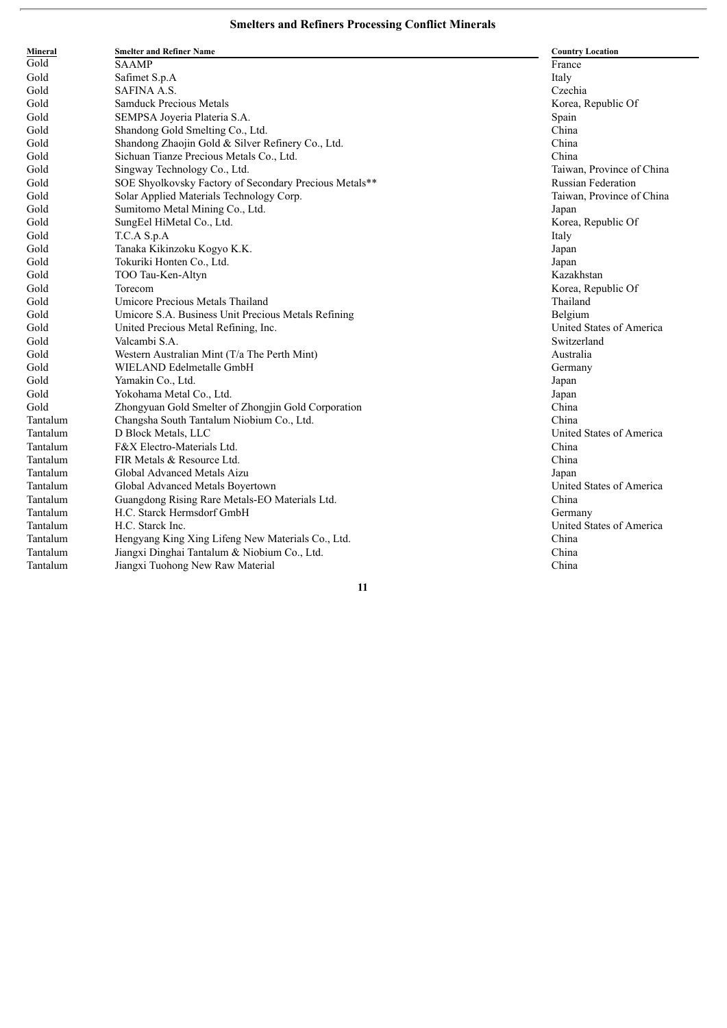**Smelters and Refiners Processing Conflict Minerals**

| Mineral | Smelter and Refiner Name | Country Location |
|---|---|---|
| Gold | SAAMP | France |
| Gold | Safimet S.p.A | Italy |
| Gold | SAFINA A.S. | Czechia |
| Gold | Samduck Precious Metals | Korea, Republic Of |
| Gold | SEMPSA Joyeria Plateria S.A. | Spain |
| Gold | Shandong Gold Smelting Co., Ltd. | China |
| Gold | Shandong Zhaojin Gold & Silver Refinery Co., Ltd. | China |
| Gold | Sichuan Tianze Precious Metals Co., Ltd. | China |
| Gold | Singway Technology Co., Ltd. | Taiwan, Province of China |
| Gold | SOE Shyolkovsky Factory of Secondary Precious Metals** | Russian Federation |
| Gold | Solar Applied Materials Technology Corp. | Taiwan, Province of China |
| Gold | Sumitomo Metal Mining Co., Ltd. | Japan |
| Gold | SungEel HiMetal Co., Ltd. | Korea, Republic Of |
| Gold | T.C.A S.p.A | Italy |
| Gold | Tanaka Kikinzoku Kogyo K.K. | Japan |
| Gold | Tokuriki Honten Co., Ltd. | Japan |
| Gold | TOO Tau-Ken-Altyn | Kazakhstan |
| Gold | Torecom | Korea, Republic Of |
| Gold | Umicore Precious Metals Thailand | Thailand |
| Gold | Umicore S.A. Business Unit Precious Metals Refining | Belgium |
| Gold | United Precious Metal Refining, Inc. | United States of America |
| Gold | Valcambi S.A. | Switzerland |
| Gold | Western Australian Mint (T/a The Perth Mint) | Australia |
| Gold | WIELAND Edelmetalle GmbH | Germany |
| Gold | Yamakin Co., Ltd. | Japan |
| Gold | Yokohama Metal Co., Ltd. | Japan |
| Gold | Zhongyuan Gold Smelter of Zhongjin Gold Corporation | China |
| Tantalum | Changsha South Tantalum Niobium Co., Ltd. | China |
| Tantalum | D Block Metals, LLC | United States of America |
| Tantalum | F&X Electro-Materials Ltd. | China |
| Tantalum | FIR Metals & Resource Ltd. | China |
| Tantalum | Global Advanced Metals Aizu | Japan |
| Tantalum | Global Advanced Metals Boyertown | United States of America |
| Tantalum | Guangdong Rising Rare Metals-EO Materials Ltd. | China |
| Tantalum | H.C. Starck Hermsdorf GmbH | Germany |
| Tantalum | H.C. Starck Inc. | United States of America |
| Tantalum | Hengyang King Xing Lifeng New Materials Co., Ltd. | China |
| Tantalum | Jiangxi Dinghai Tantalum & Niobium Co., Ltd. | China |
| Tantalum | Jiangxi Tuohong New Raw Material | China |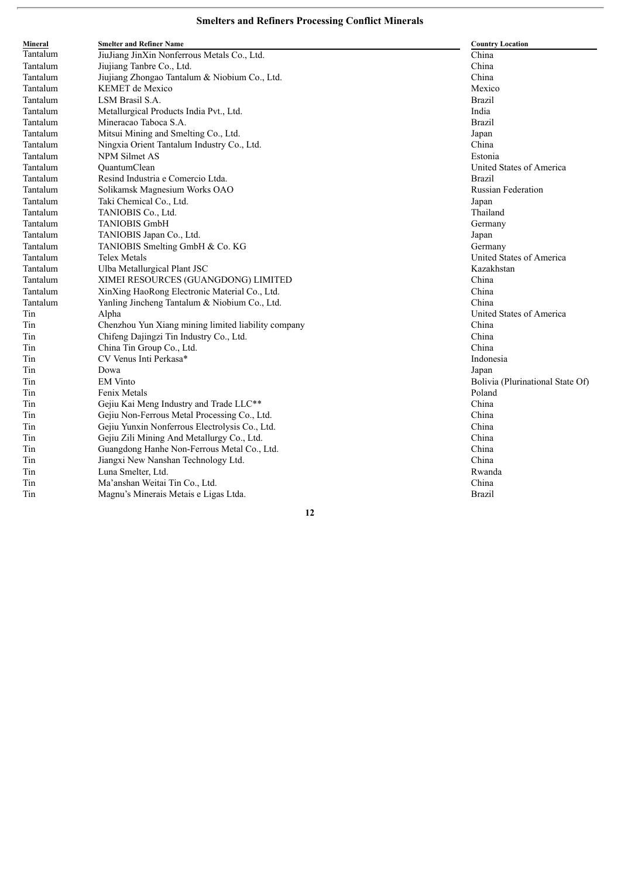## Smelters and Refiners Processing Conflict Minerals

| Mineral | Smelter and Refiner Name | Country Location |
|---|---|---|
| Tantalum | JiuJiang JinXin Nonferrous Metals Co., Ltd. | China |
| Tantalum | Jiujiang Tanbre Co., Ltd. | China |
| Tantalum | Jiujiang Zhongao Tantalum & Niobium Co., Ltd. | China |
| Tantalum | KEMET de Mexico | Mexico |
| Tantalum | LSM Brasil S.A. | Brazil |
| Tantalum | Metallurgical Products India Pvt., Ltd. | India |
| Tantalum | Mineracao Taboca S.A. | Brazil |
| Tantalum | Mitsui Mining and Smelting Co., Ltd. | Japan |
| Tantalum | Ningxia Orient Tantalum Industry Co., Ltd. | China |
| Tantalum | NPM Silmet AS | Estonia |
| Tantalum | QuantumClean | United States of America |
| Tantalum | Resind Industria e Comercio Ltda. | Brazil |
| Tantalum | Solikamsk Magnesium Works OAO | Russian Federation |
| Tantalum | Taki Chemical Co., Ltd. | Japan |
| Tantalum | TANIOBIS Co., Ltd. | Thailand |
| Tantalum | TANIOBIS GmbH | Germany |
| Tantalum | TANIOBIS Japan Co., Ltd. | Japan |
| Tantalum | TANIOBIS Smelting GmbH & Co. KG | Germany |
| Tantalum | Telex Metals | United States of America |
| Tantalum | Ulba Metallurgical Plant JSC | Kazakhstan |
| Tantalum | XIMEI RESOURCES (GUANGDONG) LIMITED | China |
| Tantalum | XinXing HaoRong Electronic Material Co., Ltd. | China |
| Tantalum | Yanling Jincheng Tantalum & Niobium Co., Ltd. | China |
| Tin | Alpha | United States of America |
| Tin | Chenzhou Yun Xiang mining limited liability company | China |
| Tin | Chifeng Dajingzi Tin Industry Co., Ltd. | China |
| Tin | China Tin Group Co., Ltd. | China |
| Tin | CV Venus Inti Perkasa* | Indonesia |
| Tin | Dowa | Japan |
| Tin | EM Vinto | Bolivia (Plurinational State Of) |
| Tin | Fenix Metals | Poland |
| Tin | Gejiu Kai Meng Industry and Trade LLC** | China |
| Tin | Gejiu Non-Ferrous Metal Processing Co., Ltd. | China |
| Tin | Gejiu Yunxin Nonferrous Electrolysis Co., Ltd. | China |
| Tin | Gejiu Zili Mining And Metallurgy Co., Ltd. | China |
| Tin | Guangdong Hanhe Non-Ferrous Metal Co., Ltd. | China |
| Tin | Jiangxi New Nanshan Technology Ltd. | China |
| Tin | Luna Smelter, Ltd. | Rwanda |
| Tin | Ma'anshan Weitai Tin Co., Ltd. | China |
| Tin | Magnu's Minerais Metais e Ligas Ltda. | Brazil |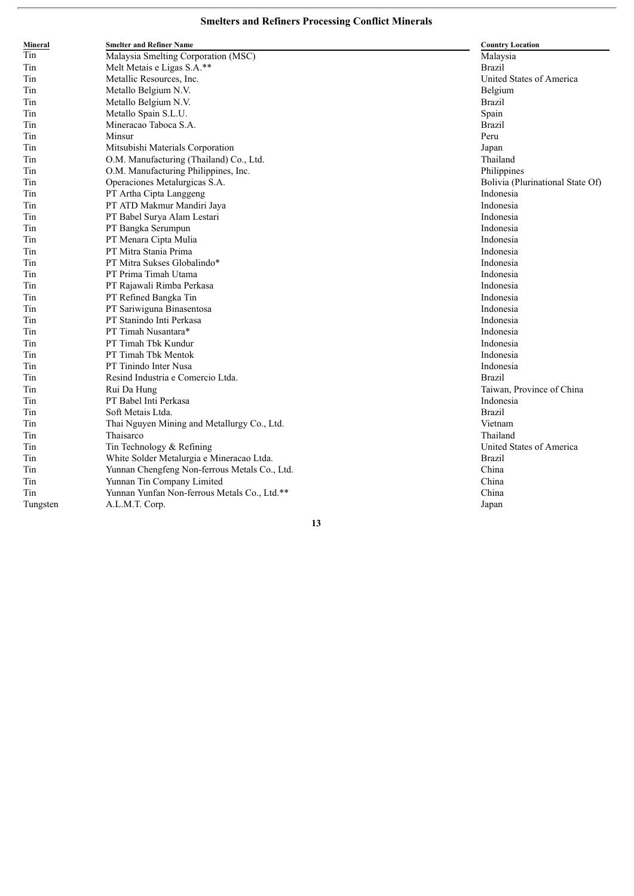# Smelters and Refiners Processing Conflict Minerals

| Mineral | Smelter and Refiner Name | Country Location |
|---|---|---|
| Tin | Malaysia Smelting Corporation (MSC) | Malaysia |
| Tin | Melt Metais e Ligas S.A.** | Brazil |
| Tin | Metallic Resources, Inc. | United States of America |
| Tin | Metallo Belgium N.V. | Belgium |
| Tin | Metallo Belgium N.V. | Brazil |
| Tin | Metallo Spain S.L.U. | Spain |
| Tin | Mineracao Taboca S.A. | Brazil |
| Tin | Minsur | Peru |
| Tin | Mitsubishi Materials Corporation | Japan |
| Tin | O.M. Manufacturing (Thailand) Co., Ltd. | Thailand |
| Tin | O.M. Manufacturing Philippines, Inc. | Philippines |
| Tin | Operaciones Metalurgicas S.A. | Bolivia (Plurinational State Of) |
| Tin | PT Artha Cipta Langgeng | Indonesia |
| Tin | PT ATD Makmur Mandiri Jaya | Indonesia |
| Tin | PT Babel Surya Alam Lestari | Indonesia |
| Tin | PT Bangka Serumpun | Indonesia |
| Tin | PT Menara Cipta Mulia | Indonesia |
| Tin | PT Mitra Stania Prima | Indonesia |
| Tin | PT Mitra Sukses Globalindo* | Indonesia |
| Tin | PT Prima Timah Utama | Indonesia |
| Tin | PT Rajawali Rimba Perkasa | Indonesia |
| Tin | PT Refined Bangka Tin | Indonesia |
| Tin | PT Sariwiguna Binasentosa | Indonesia |
| Tin | PT Stanindo Inti Perkasa | Indonesia |
| Tin | PT Timah Nusantara* | Indonesia |
| Tin | PT Timah Tbk Kundur | Indonesia |
| Tin | PT Timah Tbk Mentok | Indonesia |
| Tin | PT Tinindo Inter Nusa | Indonesia |
| Tin | Resind Industria e Comercio Ltda. | Brazil |
| Tin | Rui Da Hung | Taiwan, Province of China |
| Tin | PT Babel Inti Perkasa | Indonesia |
| Tin | Soft Metais Ltda. | Brazil |
| Tin | Thai Nguyen Mining and Metallurgy Co., Ltd. | Vietnam |
| Tin | Thaisarco | Thailand |
| Tin | Tin Technology & Refining | United States of America |
| Tin | White Solder Metalurgia e Mineracao Ltda. | Brazil |
| Tin | Yunnan Chengfeng Non-ferrous Metals Co., Ltd. | China |
| Tin | Yunnan Tin Company Limited | China |
| Tin | Yunnan Yunfan Non-ferrous Metals Co., Ltd.** | China |
| Tungsten | A.L.M.T. Corp. | Japan |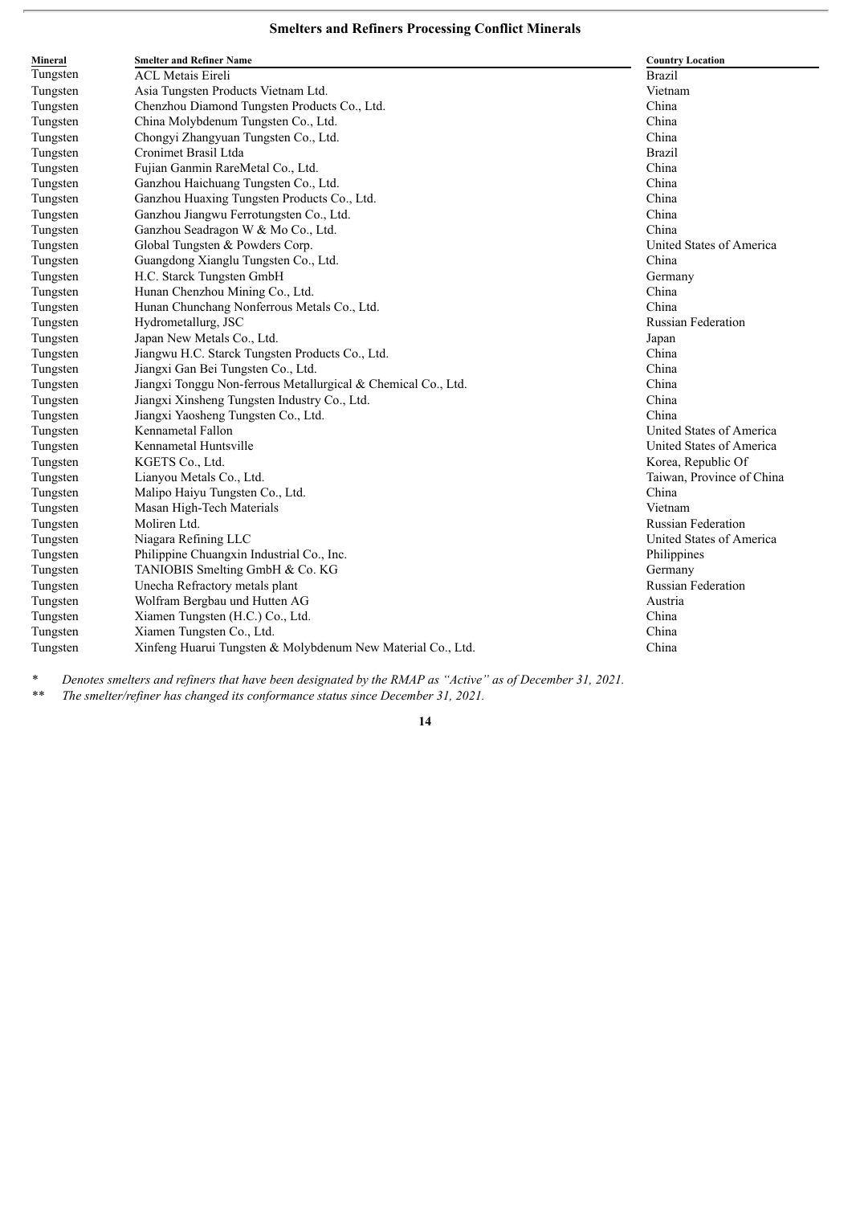**Smelters and Refiners Processing Conflict Minerals**

| Mineral | Smelter and Refiner Name | Country Location |
|---|---|---|
| Tungsten | ACL Metais Eireli | Brazil |
| Tungsten | Asia Tungsten Products Vietnam Ltd. | Vietnam |
| Tungsten | Chenzhou Diamond Tungsten Products Co., Ltd. | China |
| Tungsten | China Molybdenum Tungsten Co., Ltd. | China |
| Tungsten | Chongyi Zhangyuan Tungsten Co., Ltd. | China |
| Tungsten | Cronimet Brasil Ltda | Brazil |
| Tungsten | Fujian Ganmin RareMetal Co., Ltd. | China |
| Tungsten | Ganzhou Haichuang Tungsten Co., Ltd. | China |
| Tungsten | Ganzhou Huaxing Tungsten Products Co., Ltd. | China |
| Tungsten | Ganzhou Jiangwu Ferrotungsten Co., Ltd. | China |
| Tungsten | Ganzhou Seadragon W & Mo Co., Ltd. | China |
| Tungsten | Global Tungsten & Powders Corp. | United States of America |
| Tungsten | Guangdong Xianglu Tungsten Co., Ltd. | China |
| Tungsten | H.C. Starck Tungsten GmbH | Germany |
| Tungsten | Hunan Chenzhou Mining Co., Ltd. | China |
| Tungsten | Hunan Chunchang Nonferrous Metals Co., Ltd. | China |
| Tungsten | Hydrometallurg, JSC | Russian Federation |
| Tungsten | Japan New Metals Co., Ltd. | Japan |
| Tungsten | Jiangwu H.C. Starck Tungsten Products Co., Ltd. | China |
| Tungsten | Jiangxi Gan Bei Tungsten Co., Ltd. | China |
| Tungsten | Jiangxi Tonggu Non-ferrous Metallurgical & Chemical Co., Ltd. | China |
| Tungsten | Jiangxi Xinsheng Tungsten Industry Co., Ltd. | China |
| Tungsten | Jiangxi Yaosheng Tungsten Co., Ltd. | China |
| Tungsten | Kennametal Fallon | United States of America |
| Tungsten | Kennametal Huntsville | United States of America |
| Tungsten | KGETS Co., Ltd. | Korea, Republic Of |
| Tungsten | Lianyou Metals Co., Ltd. | Taiwan, Province of China |
| Tungsten | Malipo Haiyu Tungsten Co., Ltd. | China |
| Tungsten | Masan High-Tech Materials | Vietnam |
| Tungsten | Moliren Ltd. | Russian Federation |
| Tungsten | Niagara Refining LLC | United States of America |
| Tungsten | Philippine Chuangxin Industrial Co., Inc. | Philippines |
| Tungsten | TANIOBIS Smelting GmbH & Co. KG | Germany |
| Tungsten | Unecha Refractory metals plant | Russian Federation |
| Tungsten | Wolfram Bergbau und Hutten AG | Austria |
| Tungsten | Xiamen Tungsten (H.C.) Co., Ltd. | China |
| Tungsten | Xiamen Tungsten Co., Ltd. | China |
| Tungsten | Xinfeng Huarui Tungsten & Molybdenum New Material Co., Ltd. | China |

\* *Denotes smelters and refiners that have been designated by the RMAP as "Active" as of December 31, 2021.*

\*\* *The smelter/refiner has changed its conformance status since December 31, 2021.*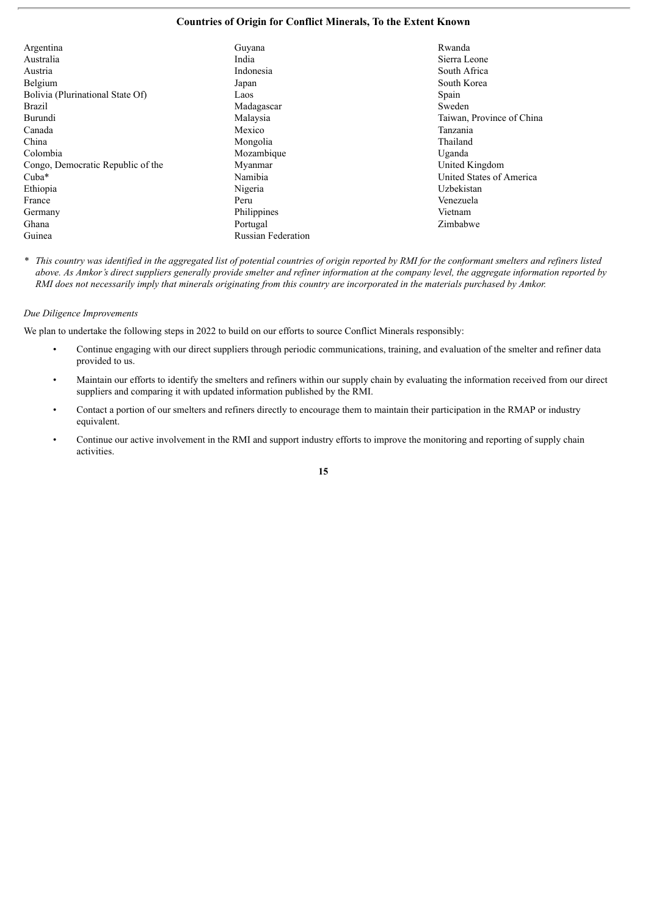**Countries of Origin for Conflict Minerals, To the Extent Known**

Argentina
Australia
Austria
Belgium
Bolivia (Plurinational State Of)
Brazil
Burundi
Canada
China
Colombia
Congo, Democratic Republic of the
Cuba*
Ethiopia
France
Germany
Ghana
Guinea
Guyana
India
Indonesia
Japan
Laos
Madagascar
Malaysia
Mexico
Mongolia
Mozambique
Myanmar
Namibia
Nigeria
Peru
Philippines
Portugal
Russian Federation
Rwanda
Sierra Leone
South Africa
South Korea
Spain
Sweden
Taiwan, Province of China
Tanzania
Thailand
Uganda
United Kingdom
United States of America
Uzbekistan
Venezuela
Vietnam
Zimbabwe

\* *This country was identified in the aggregated list of potential countries of origin reported by RMI for the conformant smelters and refiners listed above. As Amkor's direct suppliers generally provide smelter and refiner information at the company level, the aggregate information reported by RMI does not necessarily imply that minerals originating from this country are incorporated in the materials purchased by Amkor.*

*Due Diligence Improvements*

We plan to undertake the following steps in 2022 to build on our efforts to source Conflict Minerals responsibly:

- Continue engaging with our direct suppliers through periodic communications, training, and evaluation of the smelter and refiner data provided to us.
- Maintain our efforts to identify the smelters and refiners within our supply chain by evaluating the information received from our direct suppliers and comparing it with updated information published by the RMI.
- Contact a portion of our smelters and refiners directly to encourage them to maintain their participation in the RMAP or industry equivalent.
- Continue our active involvement in the RMI and support industry efforts to improve the monitoring and reporting of supply chain activities.